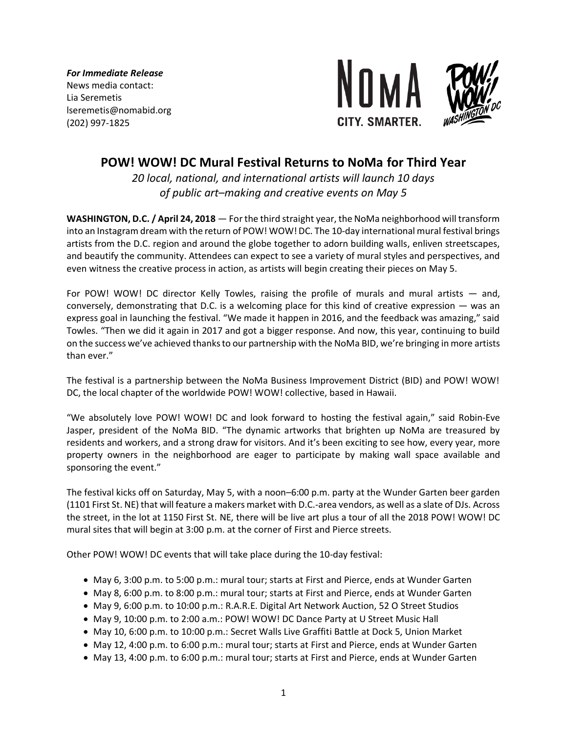***For Immediate Release***
News media contact:
Lia Seremetis
lseremetis@nomabid.org
(202) 997-1825

NOMA
CITY. SMARTER.

POW! WOW! WASHINGTON DC

# POW! WOW! DC Mural Festival Returns to NoMa for Third Year

*20 local, national, and international artists will launch 10 days of public art–making and creative events on May 5*

**WASHINGTON, D.C. / April 24, 2018** — For the third straight year, the NoMa neighborhood will transform into an Instagram dream with the return of POW! WOW! DC. The 10-day international mural festival brings artists from the D.C. region and around the globe together to adorn building walls, enliven streetscapes, and beautify the community. Attendees can expect to see a variety of mural styles and perspectives, and even witness the creative process in action, as artists will begin creating their pieces on May 5.

For POW! WOW! DC director Kelly Towles, raising the profile of murals and mural artists — and, conversely, demonstrating that D.C. is a welcoming place for this kind of creative expression — was an express goal in launching the festival. "We made it happen in 2016, and the feedback was amazing," said Towles. "Then we did it again in 2017 and got a bigger response. And now, this year, continuing to build on the success we've achieved thanks to our partnership with the NoMa BID, we're bringing in more artists than ever."

The festival is a partnership between the NoMa Business Improvement District (BID) and POW! WOW! DC, the local chapter of the worldwide POW! WOW! collective, based in Hawaii.

"We absolutely love POW! WOW! DC and look forward to hosting the festival again," said Robin-Eve Jasper, president of the NoMa BID. "The dynamic artworks that brighten up NoMa are treasured by residents and workers, and a strong draw for visitors. And it's been exciting to see how, every year, more property owners in the neighborhood are eager to participate by making wall space available and sponsoring the event."

The festival kicks off on Saturday, May 5, with a noon–6:00 p.m. party at the Wunder Garten beer garden (1101 First St. NE) that will feature a makers market with D.C.-area vendors, as well as a slate of DJs. Across the street, in the lot at 1150 First St. NE, there will be live art plus a tour of all the 2018 POW! WOW! DC mural sites that will begin at 3:00 p.m. at the corner of First and Pierce streets.

Other POW! WOW! DC events that will take place during the 10-day festival:

- May 6, 3:00 p.m. to 5:00 p.m.: mural tour; starts at First and Pierce, ends at Wunder Garten
- May 8, 6:00 p.m. to 8:00 p.m.: mural tour; starts at First and Pierce, ends at Wunder Garten
- May 9, 6:00 p.m. to 10:00 p.m.: R.A.R.E. Digital Art Network Auction, 52 O Street Studios
- May 9, 10:00 p.m. to 2:00 a.m.: POW! WOW! DC Dance Party at U Street Music Hall
- May 10, 6:00 p.m. to 10:00 p.m.: Secret Walls Live Graffiti Battle at Dock 5, Union Market
- May 12, 4:00 p.m. to 6:00 p.m.: mural tour; starts at First and Pierce, ends at Wunder Garten
- May 13, 4:00 p.m. to 6:00 p.m.: mural tour; starts at First and Pierce, ends at Wunder Garten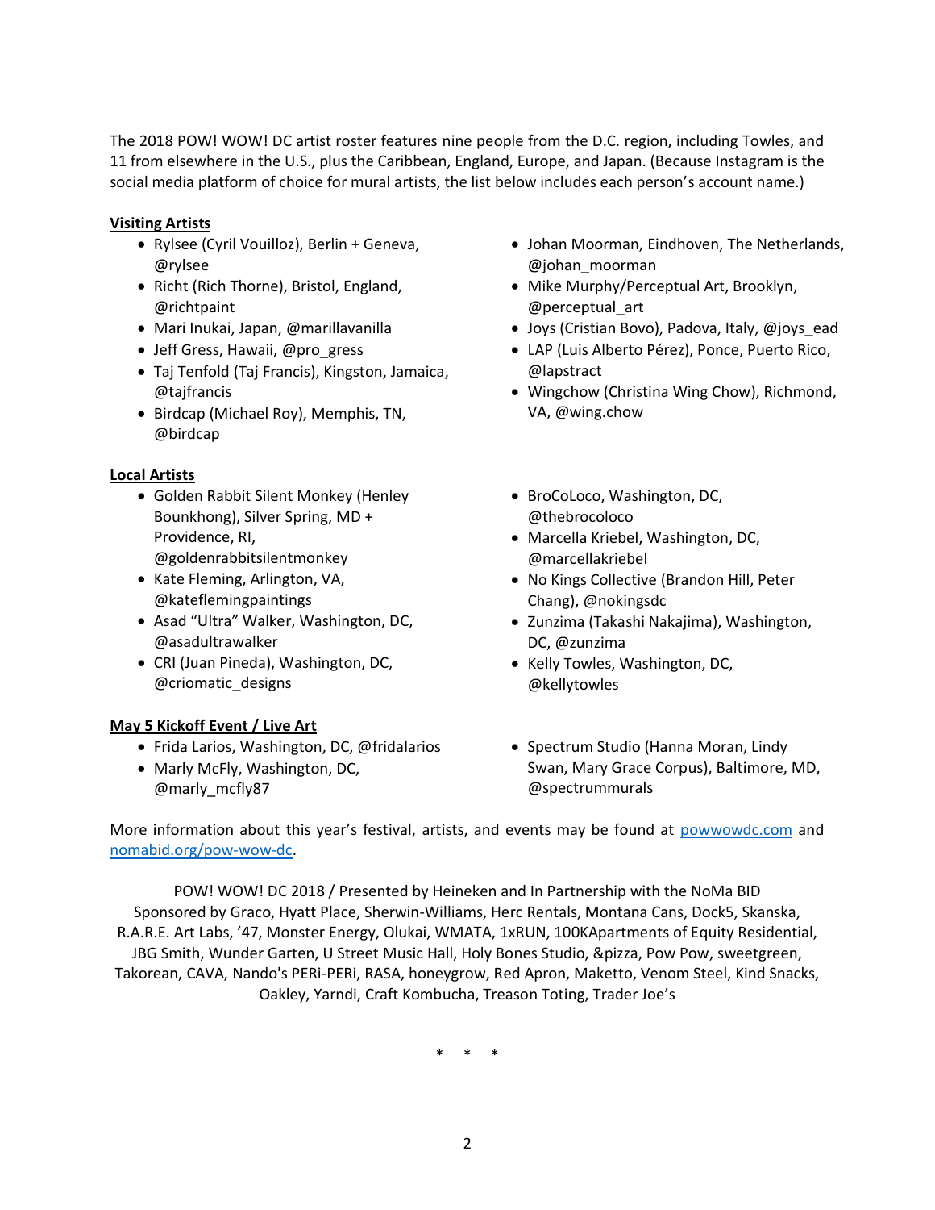The 2018 POW! WOW! DC artist roster features nine people from the D.C. region, including Towles, and 11 from elsewhere in the U.S., plus the Caribbean, England, Europe, and Japan. (Because Instagram is the social media platform of choice for mural artists, the list below includes each person's account name.)

**Visiting Artists**

- Rylsee (Cyril Vouilloz), Berlin + Geneva, @rylsee
- Richt (Rich Thorne), Bristol, England, @richtpaint
- Mari Inukai, Japan, @marillavanilla
- Jeff Gress, Hawaii, @pro_gress
- Taj Tenfold (Taj Francis), Kingston, Jamaica, @tajfrancis
- Birdcap (Michael Roy), Memphis, TN, @birdcap
- Johan Moorman, Eindhoven, The Netherlands, @johan_moorman
- Mike Murphy/Perceptual Art, Brooklyn, @perceptual_art
- Joys (Cristian Bovo), Padova, Italy, @joys_ead
- LAP (Luis Alberto Pérez), Ponce, Puerto Rico, @lapstract
- Wingchow (Christina Wing Chow), Richmond, VA, @wing.chow

**Local Artists**

- Golden Rabbit Silent Monkey (Henley Bounkhong), Silver Spring, MD + Providence, RI, @goldenrabbitsilentmonkey
- Kate Fleming, Arlington, VA, @katefleming­paintings
- Asad "Ultra" Walker, Washington, DC, @asadultrawalker
- CRI (Juan Pineda), Washington, DC, @criomatic_designs
- BroCoLoco, Washington, DC, @thebrocoloco
- Marcella Kriebel, Washington, DC, @marcellakriebel
- No Kings Collective (Brandon Hill, Peter Chang), @nokingsdc
- Zunzima (Takashi Nakajima), Washington, DC, @zunzima
- Kelly Towles, Washington, DC, @kellytowles

**May 5 Kickoff Event / Live Art**

- Frida Larios, Washington, DC, @fridalarios
- Marly McFly, Washington, DC, @marly_mcfly87
- Spectrum Studio (Hanna Moran, Lindy Swan, Mary Grace Corpus), Baltimore, MD, @spectrummurals

More information about this year's festival, artists, and events may be found at powwowdc.com and nomabid.org/pow-wow-dc.

POW! WOW! DC 2018 / Presented by Heineken and In Partnership with the NoMa BID
Sponsored by Graco, Hyatt Place, Sherwin-Williams, Herc Rentals, Montana Cans, Dock5, Skanska, R.A.R.E. Art Labs, '47, Monster Energy, Olukai, WMATA, 1xRUN, 100KApartments of Equity Residential, JBG Smith, Wunder Garten, U Street Music Hall, Holy Bones Studio, &pizza, Pow Pow, sweetgreen, Takorean, CAVA, Nando's PERi-PERi, RASA, honeygrow, Red Apron, Maketto, Venom Steel, Kind Snacks, Oakley, Yarndi, Craft Kombucha, Treason Toting, Trader Joe's

\* \* \*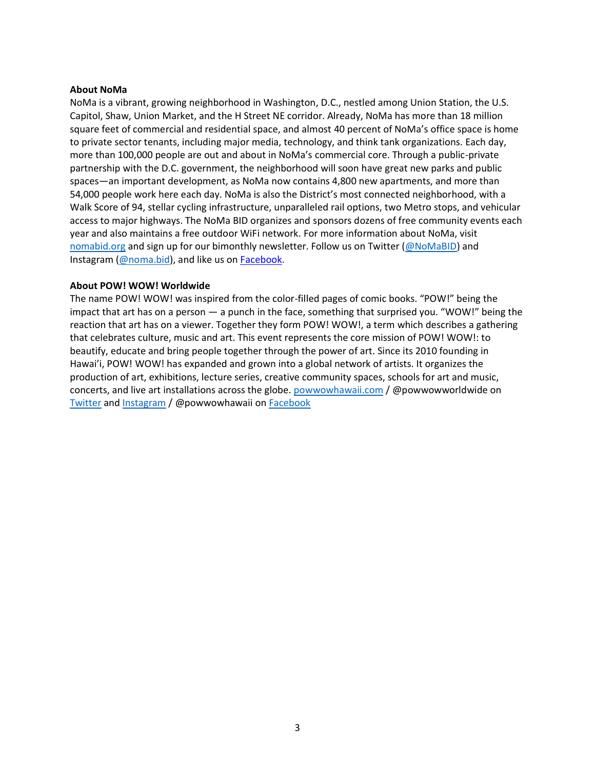**About NoMa**

NoMa is a vibrant, growing neighborhood in Washington, D.C., nestled among Union Station, the U.S. Capitol, Shaw, Union Market, and the H Street NE corridor. Already, NoMa has more than 18 million square feet of commercial and residential space, and almost 40 percent of NoMa's office space is home to private sector tenants, including major media, technology, and think tank organizations. Each day, more than 100,000 people are out and about in NoMa's commercial core. Through a public-private partnership with the D.C. government, the neighborhood will soon have great new parks and public spaces—an important development, as NoMa now contains 4,800 new apartments, and more than 54,000 people work here each day. NoMa is also the District's most connected neighborhood, with a Walk Score of 94, stellar cycling infrastructure, unparalleled rail options, two Metro stops, and vehicular access to major highways. The NoMa BID organizes and sponsors dozens of free community events each year and also maintains a free outdoor WiFi network. For more information about NoMa, visit nomabid.org and sign up for our bimonthly newsletter. Follow us on Twitter (@NoMaBID) and Instagram (@noma.bid), and like us on Facebook.

**About POW! WOW! Worldwide**

The name POW! WOW! was inspired from the color-filled pages of comic books. "POW!" being the impact that art has on a person — a punch in the face, something that surprised you. "WOW!" being the reaction that art has on a viewer. Together they form POW! WOW!, a term which describes a gathering that celebrates culture, music and art. This event represents the core mission of POW! WOW!: to beautify, educate and bring people together through the power of art. Since its 2010 founding in Hawai'i, POW! WOW! has expanded and grown into a global network of artists. It organizes the production of art, exhibitions, lecture series, creative community spaces, schools for art and music, concerts, and live art installations across the globe. powwowhawaii.com / @powwowworldwide on Twitter and Instagram / @powwowhawaii on Facebook